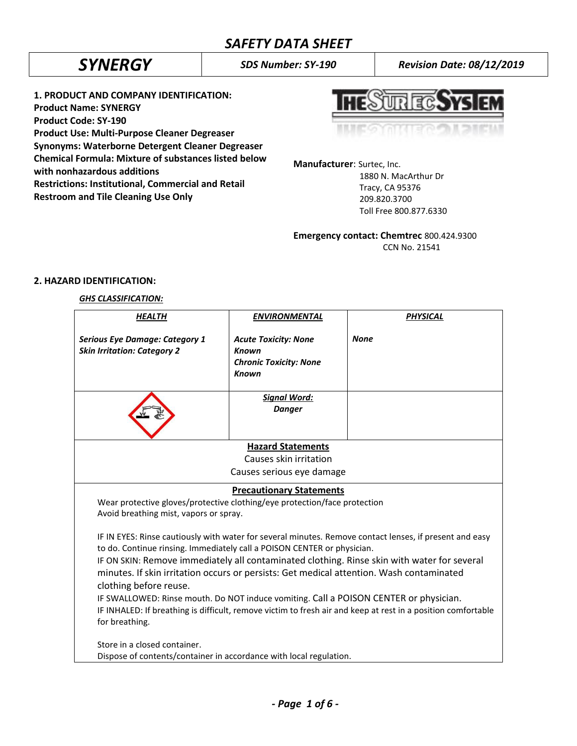# SAFETY DATA SHEET

| SYNERGY | SDS Number: SY-190 | Revision Date: 08/12/2019 |
|---|---|---|

## 1. PRODUCT AND COMPANY IDENTIFICATION:

**Product Name: SYNERGY**
**Product Code: SY-190**
**Product Use: Multi-Purpose Cleaner Degreaser**
**Synonyms: Waterborne Detergent Cleaner Degreaser**
**Chemical Formula: Mixture of substances listed below with nonhazardous additions**
**Restrictions: Institutional, Commercial and Retail Restroom and Tile Cleaning Use Only**

**Manufacturer**: Surtec, Inc.
1880 N. MacArthur Dr
Tracy, CA 95376
209.820.3700
Toll Free 800.877.6330

**Emergency contact: Chemtrec** 800.424.9300
CCN No. 21541

## 2. HAZARD IDENTIFICATION:

***GHS CLASSIFICATION:***

| ***HEALTH*** | ***ENVIRONMENTAL*** | ***PHYSICAL*** |
|---|---|---|
| ***Serious Eye Damage: Category 1*** ***Skin Irritation: Category 2*** | ***Acute Toxicity: None Known*** ***Chronic Toxicity: None Known*** | ***None*** |
| | ***Signal Word:*** ***Danger*** | |

**Hazard Statements**

Causes skin irritation
Causes serious eye damage

**Precautionary Statements**

Wear protective gloves/protective clothing/eye protection/face protection
Avoid breathing mist, vapors or spray.

IF IN EYES: Rinse cautiously with water for several minutes. Remove contact lenses, if present and easy to do. Continue rinsing. Immediately call a POISON CENTER or physician.
IF ON SKIN: Remove immediately all contaminated clothing. Rinse skin with water for several minutes. If skin irritation occurs or persists: Get medical attention. Wash contaminated clothing before reuse.
IF SWALLOWED: Rinse mouth. Do NOT induce vomiting. Call a POISON CENTER or physician.
IF INHALED: If breathing is difficult, remove victim to fresh air and keep at rest in a position comfortable for breathing.

Store in a closed container.
Dispose of contents/container in accordance with local regulation.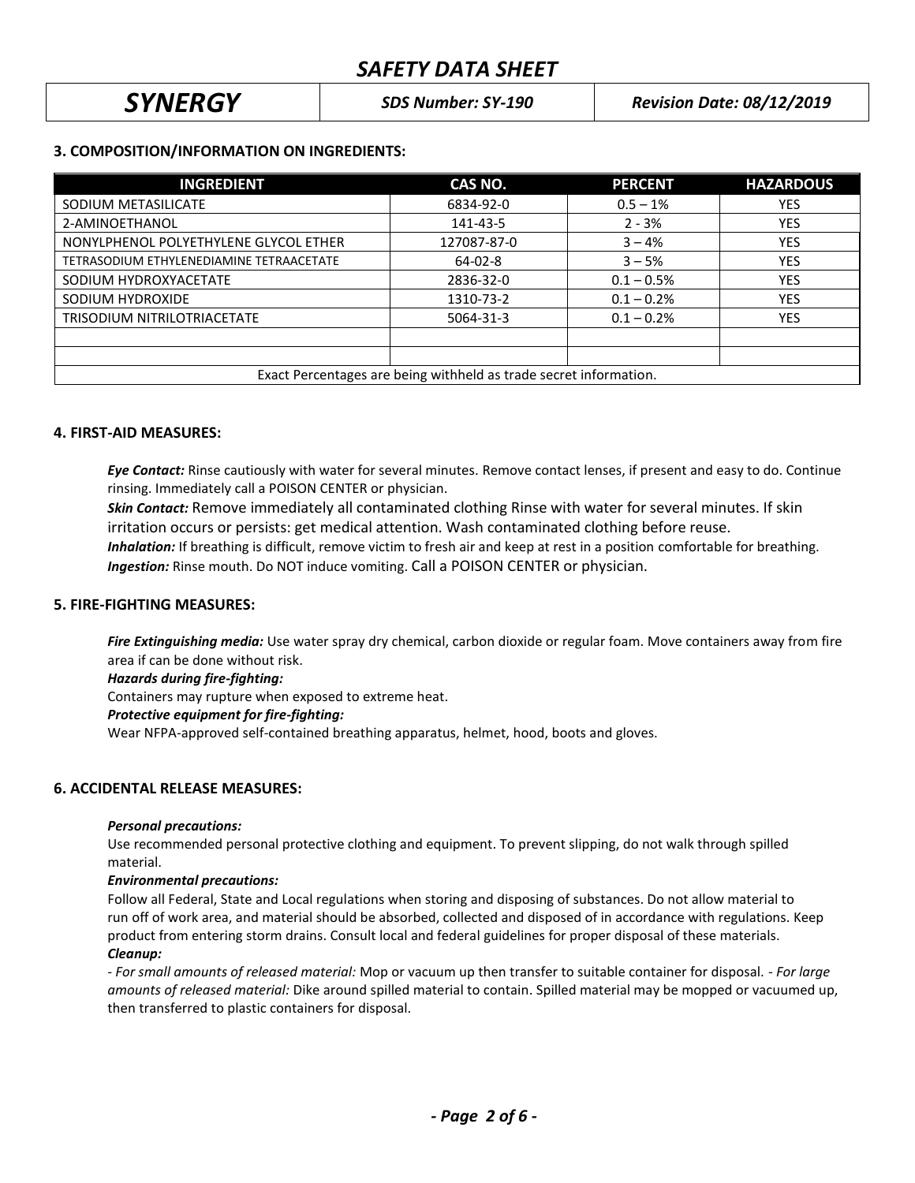# SAFETY DATA SHEET

| SYNERGY | SDS Number: SY-190 | Revision Date: 08/12/2019 |
| --- | --- | --- |

## 3. COMPOSITION/INFORMATION ON INGREDIENTS:

| INGREDIENT | CAS NO. | PERCENT | HAZARDOUS |
| --- | --- | --- | --- |
| SODIUM METASILICATE | 6834-92-0 | 0.5 – 1% | YES |
| 2-AMINOETHANOL | 141-43-5 | 2 - 3% | YES |
| NONYLPHENOL POLYETHYLENE GLYCOL ETHER | 127087-87-0 | 3 – 4% | YES |
| TETRASODIUM ETHYLENEDIAMINE TETRAACETATE | 64-02-8 | 3 – 5% | YES |
| SODIUM HYDROXYACETATE | 2836-32-0 | 0.1 – 0.5% | YES |
| SODIUM HYDROXIDE | 1310-73-2 | 0.1 – 0.2% | YES |
| TRISODIUM NITRILOTRIACETATE | 5064-31-3 | 0.1 – 0.2% | YES |
| | | | |
| | | | |
| Exact Percentages are being withheld as trade secret information. | | | |

## 4. FIRST-AID MEASURES:

***Eye Contact:*** Rinse cautiously with water for several minutes. Remove contact lenses, if present and easy to do. Continue rinsing. Immediately call a POISON CENTER or physician.

***Skin Contact:*** Remove immediately all contaminated clothing Rinse with water for several minutes. If skin irritation occurs or persists: get medical attention. Wash contaminated clothing before reuse.

***Inhalation:*** If breathing is difficult, remove victim to fresh air and keep at rest in a position comfortable for breathing.

***Ingestion:*** Rinse mouth. Do NOT induce vomiting. Call a POISON CENTER or physician.

## 5. FIRE-FIGHTING MEASURES:

***Fire Extinguishing media:*** Use water spray dry chemical, carbon dioxide or regular foam. Move containers away from fire area if can be done without risk.

***Hazards during fire-fighting:***

Containers may rupture when exposed to extreme heat.

***Protective equipment for fire-fighting:***

Wear NFPA-approved self-contained breathing apparatus, helmet, hood, boots and gloves.

## 6. ACCIDENTAL RELEASE MEASURES:

***Personal precautions:***

Use recommended personal protective clothing and equipment. To prevent slipping, do not walk through spilled material.

***Environmental precautions:***

Follow all Federal, State and Local regulations when storing and disposing of substances. Do not allow material to run off of work area, and material should be absorbed, collected and disposed of in accordance with regulations. Keep product from entering storm drains. Consult local and federal guidelines for proper disposal of these materials.

***Cleanup:***

*- For small amounts of released material:* Mop or vacuum up then transfer to suitable container for disposal. *- For large amounts of released material:* Dike around spilled material to contain. Spilled material may be mopped or vacuumed up, then transferred to plastic containers for disposal.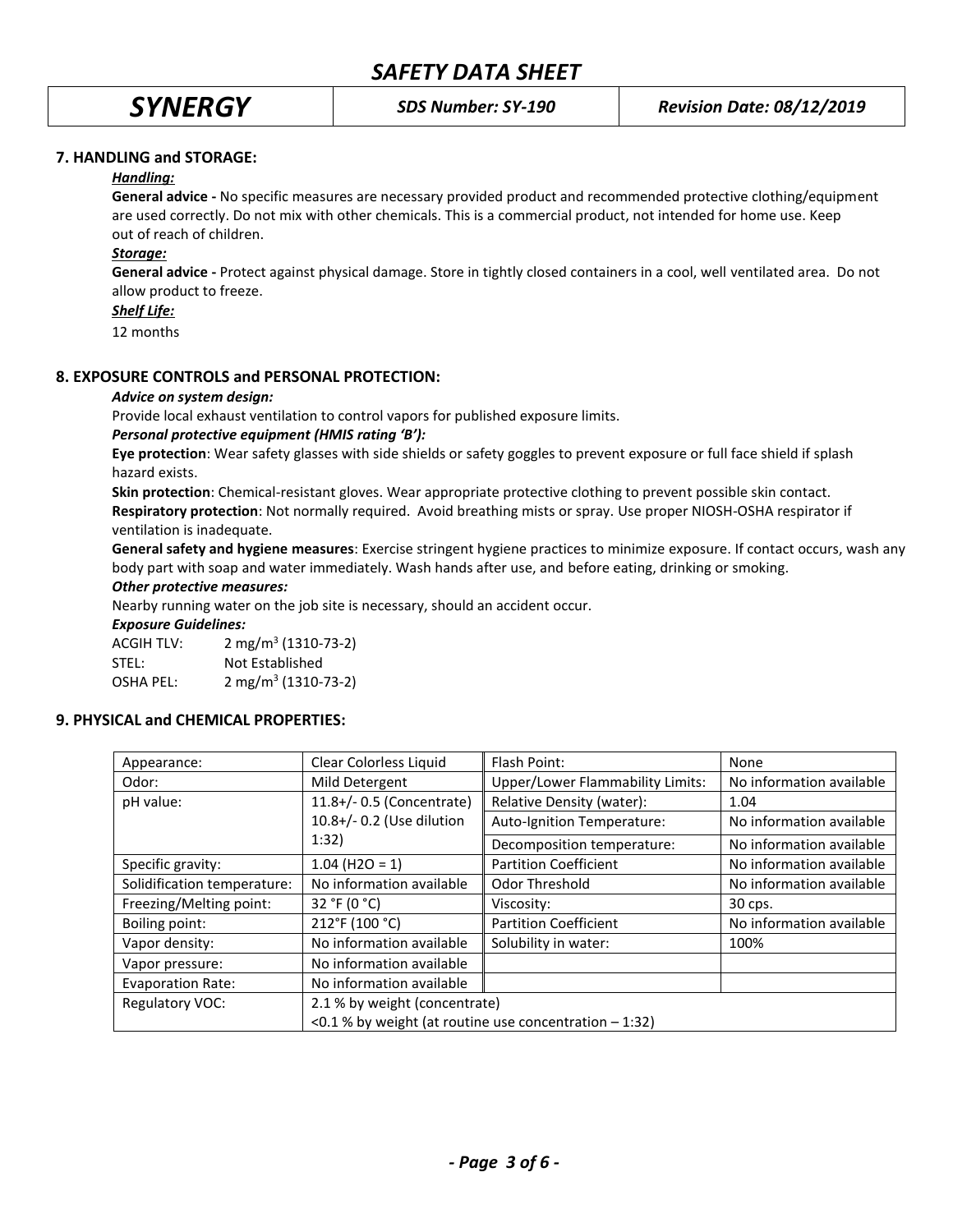## 7. HANDLING and STORAGE:

***Handling:***

**General advice -** No specific measures are necessary provided product and recommended protective clothing/equipment are used correctly. Do not mix with other chemicals. This is a commercial product, not intended for home use. Keep out of reach of children.

***Storage:***

**General advice -** Protect against physical damage. Store in tightly closed containers in a cool, well ventilated area. Do not allow product to freeze.

***Shelf Life:***

12 months

## 8. EXPOSURE CONTROLS and PERSONAL PROTECTION:

***Advice on system design:***

Provide local exhaust ventilation to control vapors for published exposure limits.

***Personal protective equipment (HMIS rating 'B'):***

**Eye protection**: Wear safety glasses with side shields or safety goggles to prevent exposure or full face shield if splash hazard exists.

**Skin protection**: Chemical-resistant gloves. Wear appropriate protective clothing to prevent possible skin contact.

**Respiratory protection**: Not normally required. Avoid breathing mists or spray. Use proper NIOSH-OSHA respirator if ventilation is inadequate.

**General safety and hygiene measures**: Exercise stringent hygiene practices to minimize exposure. If contact occurs, wash any body part with soap and water immediately. Wash hands after use, and before eating, drinking or smoking.

***Other protective measures:***

Nearby running water on the job site is necessary, should an accident occur.

***Exposure Guidelines:***

ACGIH TLV: 2 mg/m$^3$ (1310-73-2)
STEL: Not Established
OSHA PEL: 2 mg/m$^3$ (1310-73-2)

## 9. PHYSICAL and CHEMICAL PROPERTIES:

| Appearance: | Clear Colorless Liquid | Flash Point: | None |
|---|---|---|---|
| Odor: | Mild Detergent | Upper/Lower Flammability Limits: | No information available |
| pH value: | 11.8+/- 0.5 (Concentrate) 10.8+/- 0.2 (Use dilution 1:32) | Relative Density (water): | 1.04 |
| | | Auto-Ignition Temperature: | No information available |
| | | Decomposition temperature: | No information available |
| Specific gravity: | 1.04 ($H_2O$ = 1) | Partition Coefficient | No information available |
| Solidification temperature: | No information available | Odor Threshold | No information available |
| Freezing/Melting point: | 32 °F (0 °C) | Viscosity: | 30 cps. |
| Boiling point: | 212°F (100 °C) | Partition Coefficient | No information available |
| Vapor density: | No information available | Solubility in water: | 100% |
| Vapor pressure: | No information available | | |
| Evaporation Rate: | No information available | | |
| Regulatory VOC: | 2.1 % by weight (concentrate) <0.1 % by weight (at routine use concentration – 1:32) | | |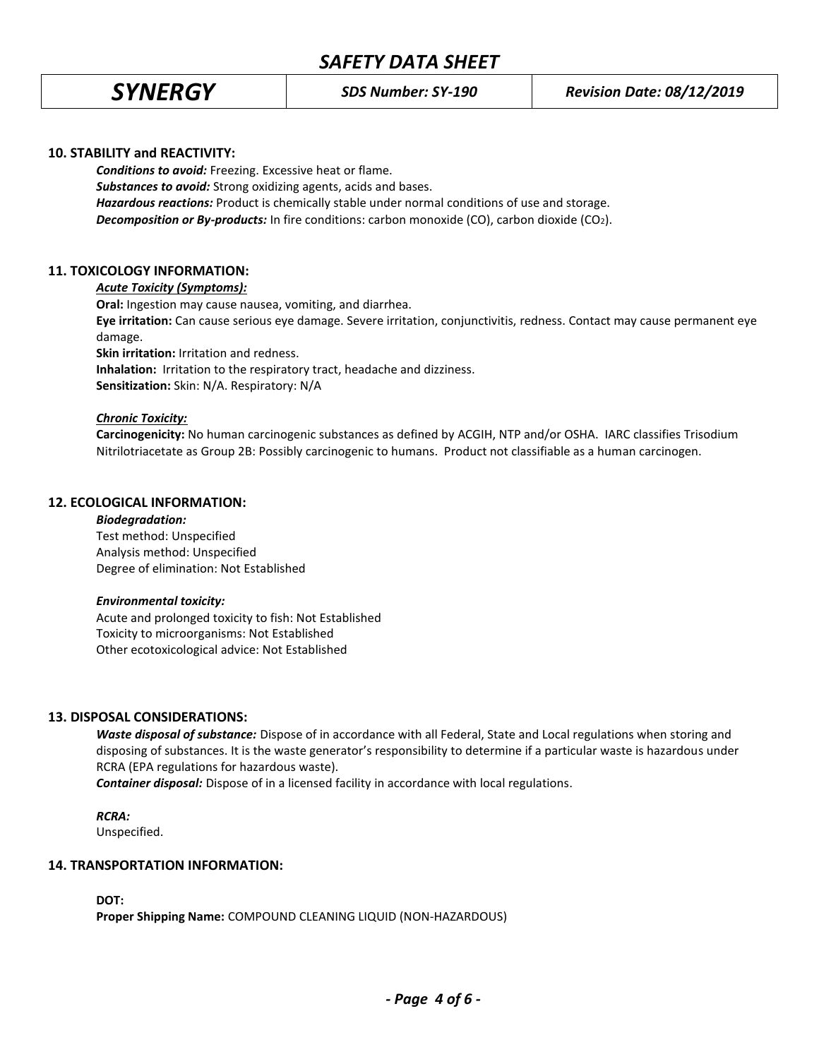## 10. STABILITY and REACTIVITY:

***Conditions to avoid:*** Freezing. Excessive heat or flame.
***Substances to avoid:*** Strong oxidizing agents, acids and bases.
***Hazardous reactions:*** Product is chemically stable under normal conditions of use and storage.
***Decomposition or By-products:*** In fire conditions: carbon monoxide (CO), carbon dioxide ($CO_2$).

## 11. TOXICOLOGY INFORMATION:

***Acute Toxicity (Symptoms):***

**Oral:** Ingestion may cause nausea, vomiting, and diarrhea.
**Eye irritation:** Can cause serious eye damage. Severe irritation, conjunctivitis, redness. Contact may cause permanent eye damage.
**Skin irritation:** Irritation and redness.
**Inhalation:** Irritation to the respiratory tract, headache and dizziness.
**Sensitization:** Skin: N/A. Respiratory: N/A

***Chronic Toxicity:***

**Carcinogenicity:** No human carcinogenic substances as defined by ACGIH, NTP and/or OSHA. IARC classifies Trisodium Nitrilotriacetate as Group 2B: Possibly carcinogenic to humans. Product not classifiable as a human carcinogen.

## 12. ECOLOGICAL INFORMATION:

***Biodegradation:***
Test method: Unspecified
Analysis method: Unspecified
Degree of elimination: Not Established

***Environmental toxicity:***
Acute and prolonged toxicity to fish: Not Established
Toxicity to microorganisms: Not Established
Other ecotoxicological advice: Not Established

## 13. DISPOSAL CONSIDERATIONS:

***Waste disposal of substance:*** Dispose of in accordance with all Federal, State and Local regulations when storing and disposing of substances. It is the waste generator's responsibility to determine if a particular waste is hazardous under RCRA (EPA regulations for hazardous waste).
***Container disposal:*** Dispose of in a licensed facility in accordance with local regulations.

***RCRA:***
Unspecified.

## 14. TRANSPORTATION INFORMATION:

**DOT:**
**Proper Shipping Name:** COMPOUND CLEANING LIQUID (NON-HAZARDOUS)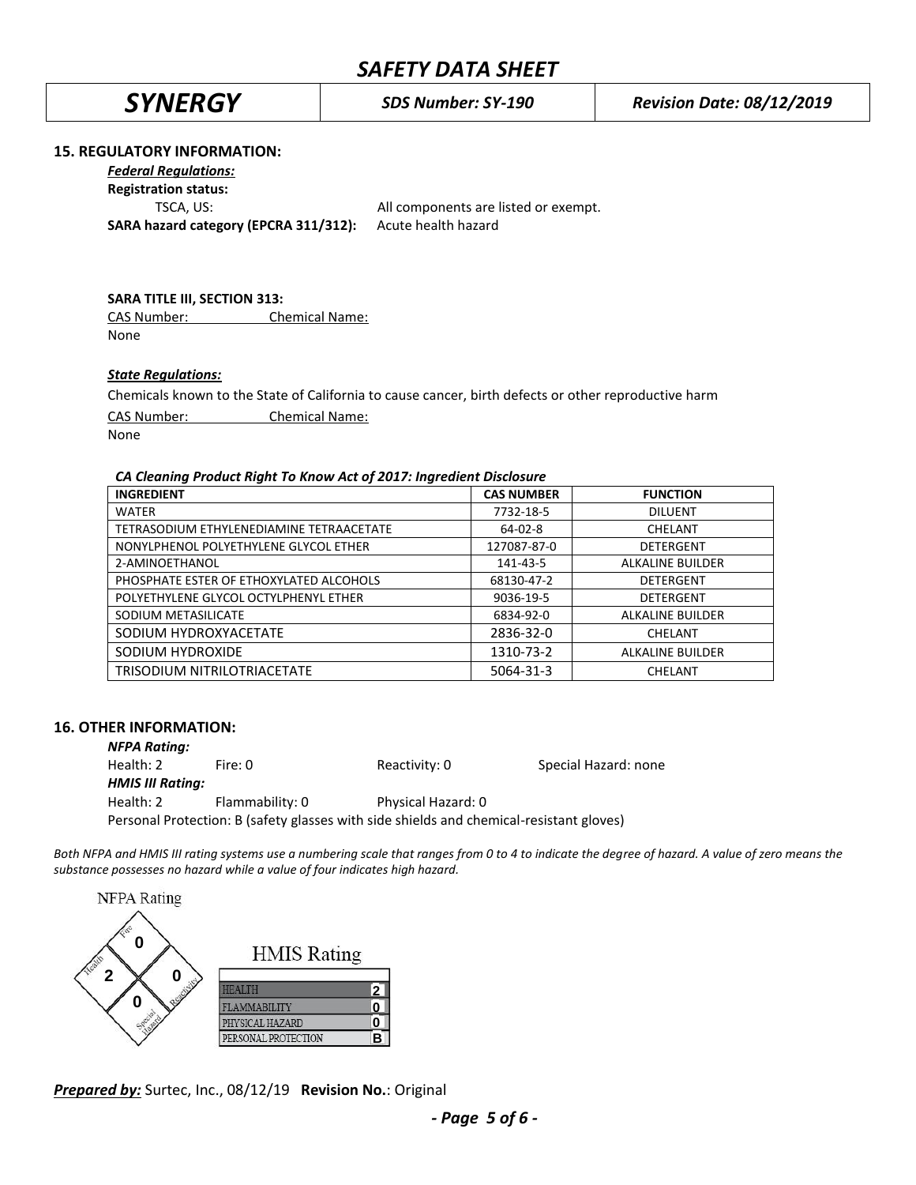## 15. REGULATORY INFORMATION:

***Federal Regulations:***

**Registration status:**

TSCA, US: All components are listed or exempt.

**SARA hazard category (EPCRA 311/312):** Acute health hazard

**SARA TITLE III, SECTION 313:**

| CAS Number: | Chemical Name: |
|---|---|
| None | |

***State Regulations:***

Chemicals known to the State of California to cause cancer, birth defects or other reproductive harm

| CAS Number: | Chemical Name: |
|---|---|
| None | |

***CA Cleaning Product Right To Know Act of 2017: Ingredient Disclosure***

| INGREDIENT | CAS NUMBER | FUNCTION |
|---|---|---|
| WATER | 7732-18-5 | DILUENT |
| TETRASODIUM ETHYLENEDIAMINE TETRAACETATE | 64-02-8 | CHELANT |
| NONYLPHENOL POLYETHYLENE GLYCOL ETHER | 127087-87-0 | DETERGENT |
| 2-AMINOETHANOL | 141-43-5 | ALKALINE BUILDER |
| PHOSPHATE ESTER OF ETHOXYLATED ALCOHOLS | 68130-47-2 | DETERGENT |
| POLYETHYLENE GLYCOL OCTYLPHENYL ETHER | 9036-19-5 | DETERGENT |
| SODIUM METASILICATE | 6834-92-0 | ALKALINE BUILDER |
| SODIUM HYDROXYACETATE | 2836-32-0 | CHELANT |
| SODIUM HYDROXIDE | 1310-73-2 | ALKALINE BUILDER |
| TRISODIUM NITRILOTRIACETATE | 5064-31-3 | CHELANT |

## 16. OTHER INFORMATION:

***NFPA Rating:***

Health: 2 Fire: 0 Reactivity: 0 Special Hazard: none

***HMIS III Rating:***

Health: 2 Flammability: 0 Physical Hazard: 0

Personal Protection: B (safety glasses with side shields and chemical-resistant gloves)

*Both NFPA and HMIS III rating systems use a numbering scale that ranges from 0 to 4 to indicate the degree of hazard. A value of zero means the substance possesses no hazard while a value of four indicates high hazard.*

NFPA Rating

- Fire: 0
- Health: 2
- Reactivity: 0
- Special Hazard: 0

HMIS Rating

| | |
|---|---|
| HEALTH | 2 |
| FLAMMABILITY | 0 |
| PHYSICAL HAZARD | 0 |
| PERSONAL PROTECTION | B |

***Prepared by:*** Surtec, Inc., 08/12/19 **Revision No.**: Original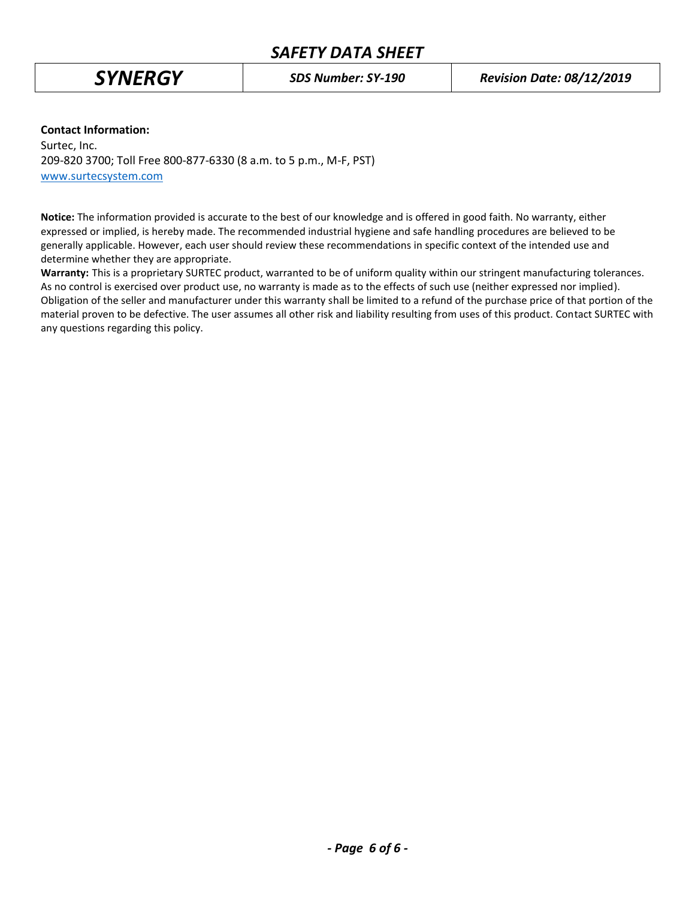**Contact Information:**

Surtec, Inc.
209-820 3700; Toll Free 800-877-6330 (8 a.m. to 5 p.m., M-F, PST)
[www.surtecsystem.com](http://www.surtecsystem.com)

**Notice:** The information provided is accurate to the best of our knowledge and is offered in good faith. No warranty, either expressed or implied, is hereby made. The recommended industrial hygiene and safe handling procedures are believed to be generally applicable. However, each user should review these recommendations in specific context of the intended use and determine whether they are appropriate.

**Warranty:** This is a proprietary SURTEC product, warranted to be of uniform quality within our stringent manufacturing tolerances. As no control is exercised over product use, no warranty is made as to the effects of such use (neither expressed nor implied). Obligation of the seller and manufacturer under this warranty shall be limited to a refund of the purchase price of that portion of the material proven to be defective. The user assumes all other risk and liability resulting from uses of this product. Contact SURTEC with any questions regarding this policy.